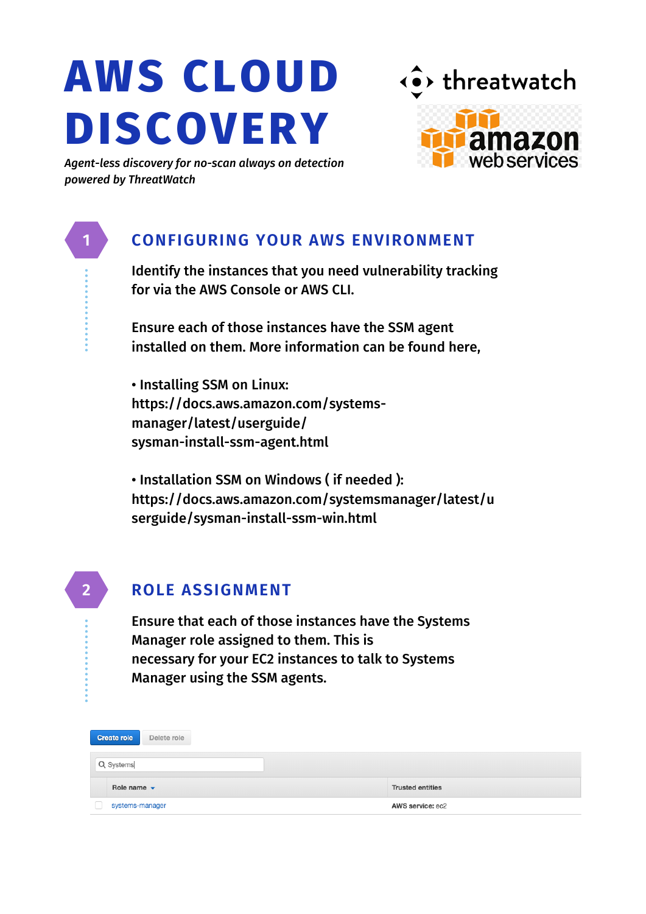# AWS CLOUD DISCOVERY

*Agent-less discovery for no-scan always on detection powered by ThreatWatch*

threatwatch

amazon web services

## 1 CONFIGURING YOUR AWS ENVIRONMENT

Identify the instances that you need vulnerability tracking for via the AWS Console or AWS CLI.

Ensure each of those instances have the SSM agent installed on them. More information can be found here,

• Installing SSM on Linux: https://docs.aws.amazon.com/systems-manager/latest/userguide/sysman-install-ssm-agent.html

• Installation SSM on Windows ( if needed ): https://docs.aws.amazon.com/systemsmanager/latest/userguide/sysman-install-ssm-win.html

## 2 ROLE ASSIGNMENT

Ensure that each of those instances have the Systems Manager role assigned to them. This is necessary for your EC2 instances to talk to Systems Manager using the SSM agents.

Create role | Delete role

Systems

| Role name | Trusted entities |
|---|---|
| systems-manager | AWS service: ec2 |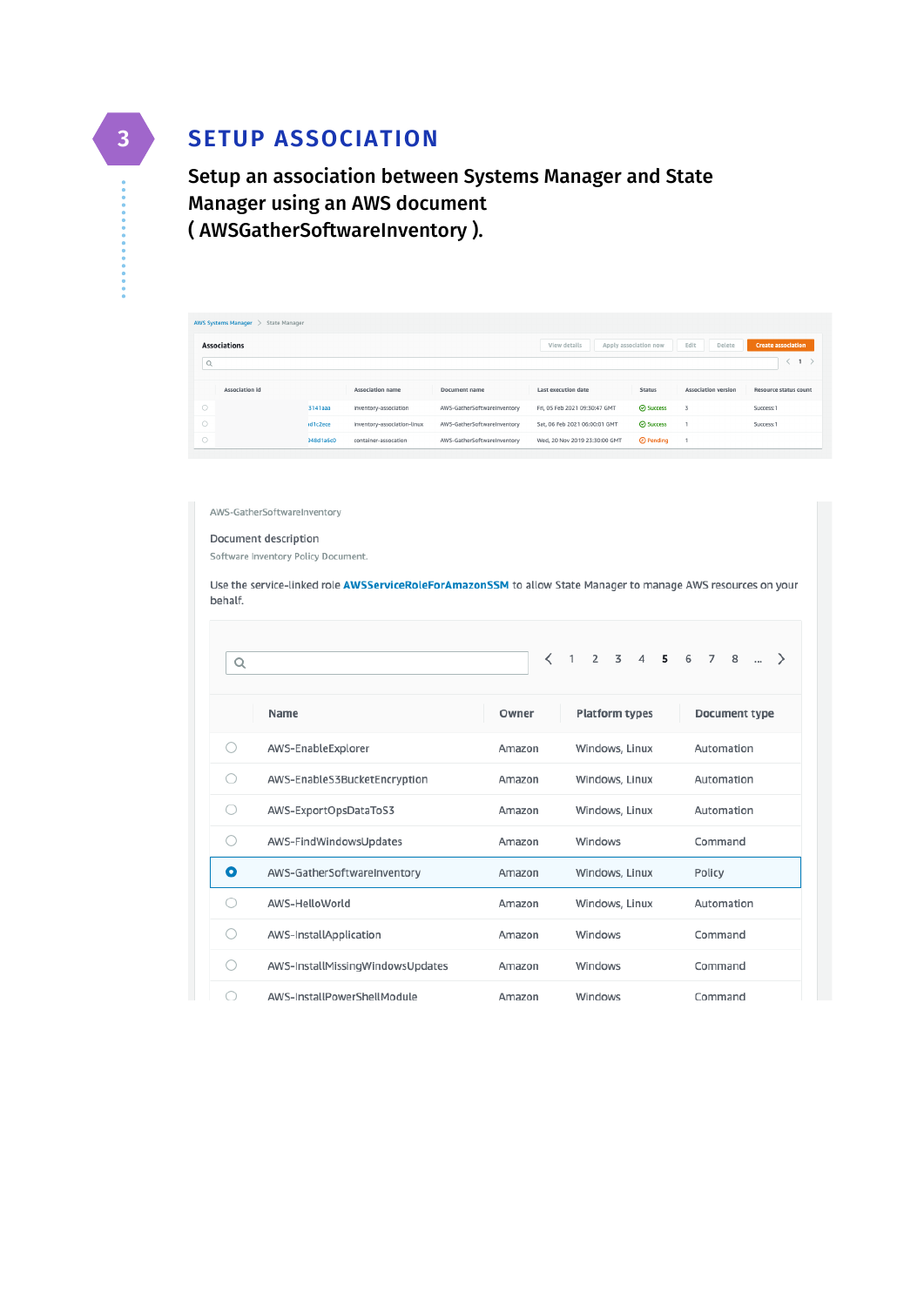## SETUP ASSOCIATION

**Setup an association between Systems Manager and State Manager using an AWS document ( AWSGatherSoftwareInventory ).**

AWS Systems Manager > State Manager

**Associations**

View details | Apply association now | Edit | Delete | Create association

| | Association id | Association name | Document name | Last execution date | Status | Association version | Resource status count |
|---|---|---|---|---|---|---|---|
| ○ | 3141aaa | inventory-association | AWS-GatherSoftwareInventory | Fri, 05 Feb 2021 09:30:47 GMT | Success | 3 | Success:1 |
| ○ | d1c2ece | inventory-association-linux | AWS-GatherSoftwareInventory | Sat, 06 Feb 2021 06:00:01 GMT | Success | 1 | Success:1 |
| ○ | 348d1a6d0 | container-assocation | AWS-GatherSoftwareInventory | Wed, 20 Nov 2019 23:30:00 GMT | Pending | 1 | |

AWS-GatherSoftwareInventory

Document description

Software Inventory Policy Document.

Use the service-linked role **AWSServiceRoleForAmazonSSM** to allow State Manager to manage AWS resources on your behalf.

< 1 2 3 4 **5** 6 7 8 ... >

| | Name | Owner | Platform types | Document type |
|---|---|---|---|---|
| ○ | AWS-EnableExplorer | Amazon | Windows, Linux | Automation |
| ○ | AWS-EnableS3BucketEncryption | Amazon | Windows, Linux | Automation |
| ○ | AWS-ExportOpsDataToS3 | Amazon | Windows, Linux | Automation |
| ○ | AWS-FindWindowsUpdates | Amazon | Windows | Command |
| ● | AWS-GatherSoftwareInventory | Amazon | Windows, Linux | Policy |
| ○ | AWS-HelloWorld | Amazon | Windows, Linux | Automation |
| ○ | AWS-InstallApplication | Amazon | Windows | Command |
| ○ | AWS-InstallMissingWindowsUpdates | Amazon | Windows | Command |
| ○ | AWS-InstallPowerShellModule | Amazon | Windows | Command |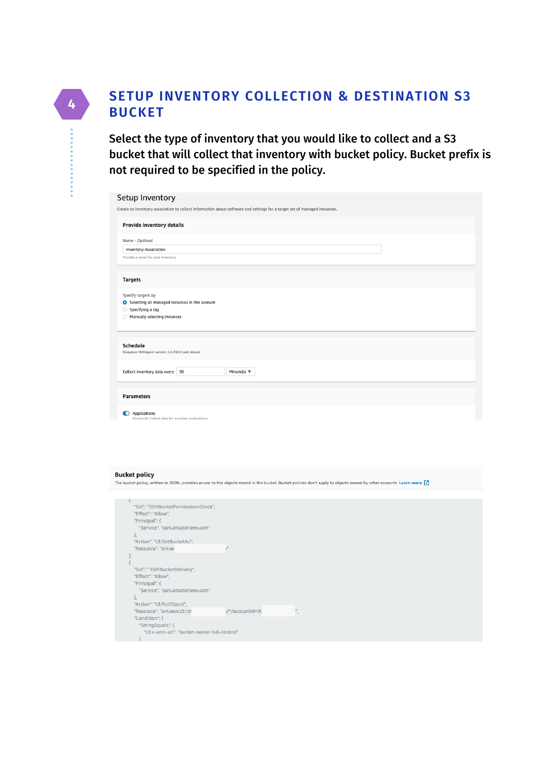# 4 SETUP INVENTORY COLLECTION & DESTINATION S3 BUCKET

**Select the type of inventory that you would like to collect and a S3 bucket that will collect that inventory with bucket policy. Bucket prefix is not required to be specified in the policy.**

## Setup Inventory

Create an inventory association to collect information about software and settings for a target set of managed instances.

### Provide inventory details

Name - *Optional*

Inventory-Association

Provide a name for your inventory.

### Targets

Specify targets by

- (selected) Selecting all managed instances in this account
- Specifying a tag
- Manually selecting instances

### Schedule

(Requires SSMAgent version 2.0.790.0 and above)

Collect inventory data every 30 Minute(s)

### Parameters

Applications

(Optional) Collect data for installed applications.

### Bucket policy

The bucket policy, written in JSON, provides access to the objects stored in the bucket. Bucket policies don't apply to objects owned by other accounts. Learn more

```
{
    "Sid": "SSMBucketPermissionsCheck",
    "Effect": "Allow",
    "Principal": {
        "Service": "ssm.amazonaws.com"
    },
    "Action": "s3:GetBucketAcl",
    "Resource": "arn:av                    /"
},
{
    "Sid": " SSMBucketDelivery",
    "Effect": "Allow",
    "Principal": {
        "Service": "ssm.amazonaws.com"
    },
    "Action": "s3:PutObject",
    "Resource": "arn:aws:s3:::ir          /*/accountid=0(          ",
    "Condition": {
        "StringEquals": {
            "s3:x-amz-acl": "bucket-owner-full-control"
        }
```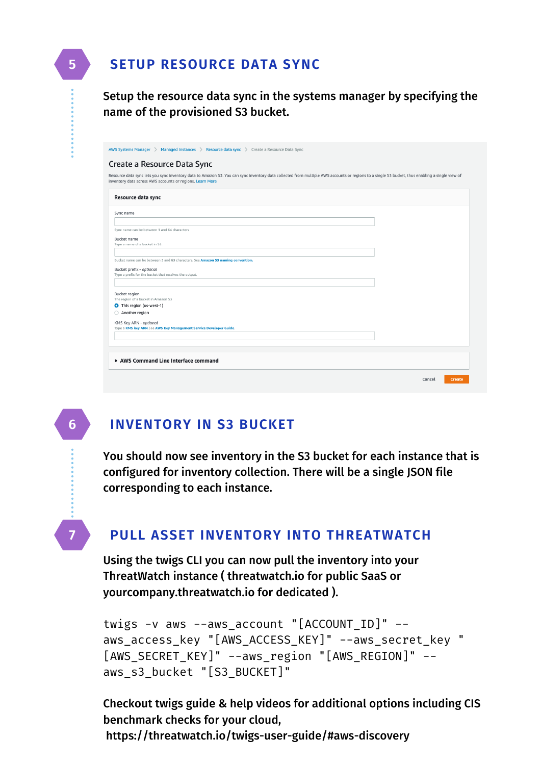## 5 SETUP RESOURCE DATA SYNC

**Setup the resource data sync in the systems manager by specifying the name of the provisioned S3 bucket.**

AWS Systems Manager > Managed Instances > Resource data sync > Create a Resource Data Sync

Create a Resource Data Sync

Resource data sync lets you sync inventory data to Amazon S3. You can sync inventory data collected from multiple AWS accounts or regions to a single S3 bucket, thus enabling a single view of inventory data across AWS accounts or regions. Learn More

**Resource data sync**

Sync name

Sync name can be between 1 and 64 characters

Bucket name
Type a name of a bucket in S3.

Bucket name can be between 3 and 63 characters. See **Amazon S3 naming convention.**

Bucket prefix - *optional*
Type a prefix for the bucket that receives the output.

Bucket region
The region of a bucket in Amazon S3

- This region (us-west-1)
- Another region

KMS Key ARN - *optional*
Type a **KMS key ARN**. See **AWS Key Management Service Developer Guide**

▸ **AWS Command Line Interface command**

Cancel | Create

## 6 INVENTORY IN S3 BUCKET

**You should now see inventory in the S3 bucket for each instance that is configured for inventory collection. There will be a single JSON file corresponding to each instance.**

## 7 PULL ASSET INVENTORY INTO THREATWATCH

**Using the twigs CLI you can now pull the inventory into your ThreatWatch instance ( threatwatch.io for public SaaS or yourcompany.threatwatch.io for dedicated ).**

```
twigs -v aws --aws_account "[ACCOUNT_ID]" --aws_access_key "[AWS_ACCESS_KEY]" --aws_secret_key "[AWS_SECRET_KEY]" --aws_region "[AWS_REGION]" --aws_s3_bucket "[S3_BUCKET]"
```

**Checkout twigs guide & help videos for additional options including CIS benchmark checks for your cloud,**
**https://threatwatch.io/twigs-user-guide/#aws-discovery**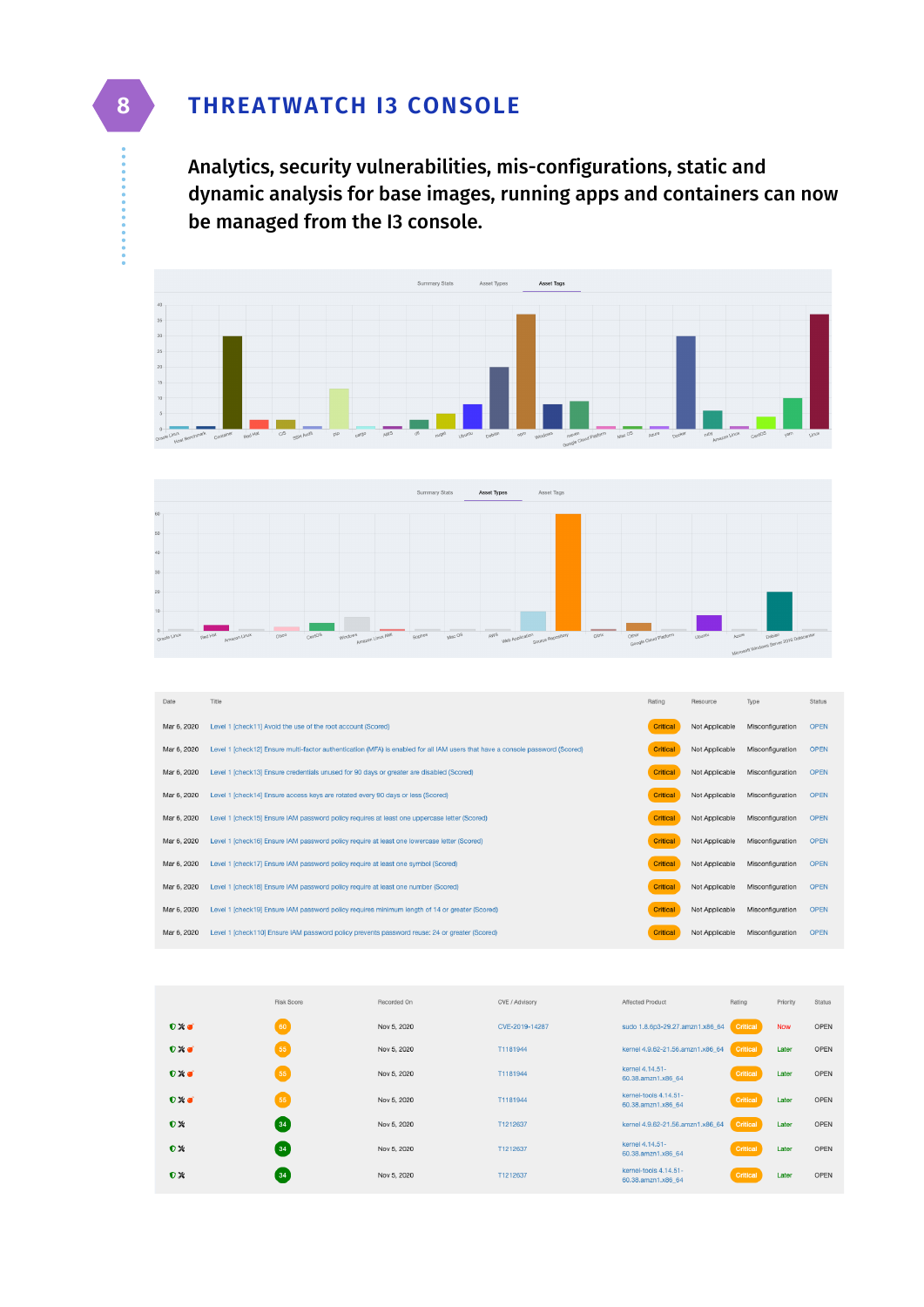8

# THREATWATCH I3 CONSOLE

**Analytics, security vulnerabilities, mis-configurations, static and dynamic analysis for base images, running apps and containers can now be managed from the I3 console.**

Summary Stats | Asset Types | Asset Tags

40
35
30
25
20
15
10
5
0

Oracle Linux, Host Benchmark, Container, Red Hat, CIS, SSH Audit, zip, cargo, AWS, rtf, nuget, Ubuntu, Debian, npm, Windows, Google Cloud Platform, Mac OS, Azure, Docker, ruby, Amazon Linux, CentOS, yarn, Linux

Summary Stats | Asset Types | Asset Tags

60
50
40
30
20
10
0

Oracle Linux, Red Hat, Amazon Linux, Cisco, CentOS, Windows, Amazon Linux AMI, Sophos, Mac OS, AWS, Web Application, Source Repository, Citrix, Other, Google Cloud Platform, Ubuntu, Azure, Debian, Microsoft Windows Server 2016 Datacenter

| Date | Title | Rating | Resource | Type | Status |
|---|---|---|---|---|---|
| Mar 6, 2020 | Level 1 [check11] Avoid the use of the root account (Scored) | Critical | Not Applicable | Misconfiguration | OPEN |
| Mar 6, 2020 | Level 1 [check12] Ensure multi-factor authentication (MFA) is enabled for all IAM users that have a console password (Scored) | Critical | Not Applicable | Misconfiguration | OPEN |
| Mar 6, 2020 | Level 1 [check13] Ensure credentials unused for 90 days or greater are disabled (Scored) | Critical | Not Applicable | Misconfiguration | OPEN |
| Mar 6, 2020 | Level 1 [check14] Ensure access keys are rotated every 90 days or less (Scored) | Critical | Not Applicable | Misconfiguration | OPEN |
| Mar 6, 2020 | Level 1 [check15] Ensure IAM password policy requires at least one uppercase letter (Scored) | Critical | Not Applicable | Misconfiguration | OPEN |
| Mar 6, 2020 | Level 1 [check16] Ensure IAM password policy require at least one lowercase letter (Scored) | Critical | Not Applicable | Misconfiguration | OPEN |
| Mar 6, 2020 | Level 1 [check17] Ensure IAM password policy require at least one symbol (Scored) | Critical | Not Applicable | Misconfiguration | OPEN |
| Mar 6, 2020 | Level 1 [check18] Ensure IAM password policy require at least one number (Scored) | Critical | Not Applicable | Misconfiguration | OPEN |
| Mar 6, 2020 | Level 1 [check19] Ensure IAM password policy requires minimum length of 14 or greater (Scored) | Critical | Not Applicable | Misconfiguration | OPEN |
| Mar 6, 2020 | Level 1 [check110] Ensure IAM password policy prevents password reuse: 24 or greater (Scored) | Critical | Not Applicable | Misconfiguration | OPEN |

| | Risk Score | Recorded On | CVE / Advisory | Affected Product | Rating | Priority | Status |
|---|---|---|---|---|---|---|---|
| | 60 | Nov 5, 2020 | CVE-2019-14287 | sudo 1.8.6p3-29.27.amzn1.x86_64 | Critical | Now | OPEN |
| | 55 | Nov 5, 2020 | T1181944 | kernel 4.9.62-21.56.amzn1.x86_64 | Critical | Later | OPEN |
| | 55 | Nov 5, 2020 | T1181944 | kernel 4.14.51-60.38.amzn1.x86_64 | Critical | Later | OPEN |
| | 55 | Nov 5, 2020 | T1181944 | kernel-tools 4.14.51-60.38.amzn1.x86_64 | Critical | Later | OPEN |
| | 34 | Nov 5, 2020 | T1212637 | kernel 4.9.62-21.56.amzn1.x86_64 | Critical | Later | OPEN |
| | 34 | Nov 5, 2020 | T1212637 | kernel 4.14.51-60.38.amzn1.x86_64 | Critical | Later | OPEN |
| | 34 | Nov 5, 2020 | T1212637 | kernel-tools 4.14.51-60.38.amzn1.x86_64 | Critical | Later | OPEN |